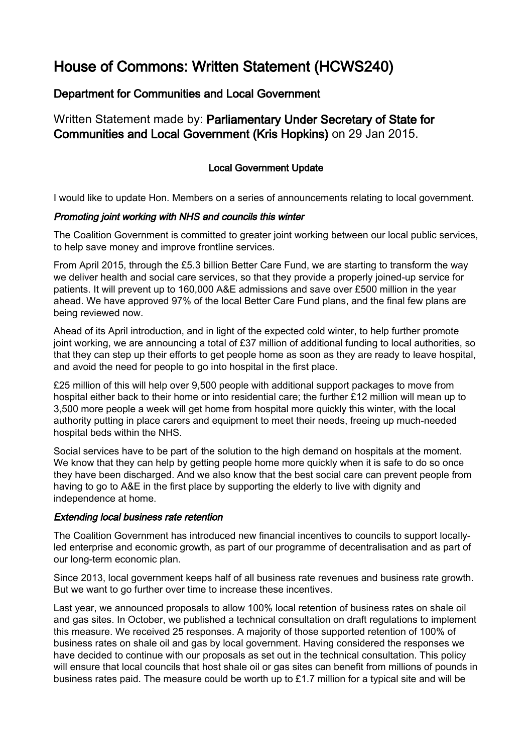# House of Commons: Written Statement (HCWS240)

## Department for Communities and Local Government

### Written Statement made by: **Parliamentary Under Secretary of State for Communities and Local Government (Kris Hopkins)** on 29 Jan 2015.

**Local Government Update**

I would like to update Hon. Members on a series of announcements relating to local government.

***Promoting joint working with NHS and councils this winter***

The Coalition Government is committed to greater joint working between our local public services, to help save money and improve frontline services.

From April 2015, through the £5.3 billion Better Care Fund, we are starting to transform the way we deliver health and social care services, so that they provide a properly joined-up service for patients. It will prevent up to 160,000 A&E admissions and save over £500 million in the year ahead. We have approved 97% of the local Better Care Fund plans, and the final few plans are being reviewed now.

Ahead of its April introduction, and in light of the expected cold winter, to help further promote joint working, we are announcing a total of £37 million of additional funding to local authorities, so that they can step up their efforts to get people home as soon as they are ready to leave hospital, and avoid the need for people to go into hospital in the first place.

£25 million of this will help over 9,500 people with additional support packages to move from hospital either back to their home or into residential care; the further £12 million will mean up to 3,500 more people a week will get home from hospital more quickly this winter, with the local authority putting in place carers and equipment to meet their needs, freeing up much-needed hospital beds within the NHS.

Social services have to be part of the solution to the high demand on hospitals at the moment. We know that they can help by getting people home more quickly when it is safe to do so once they have been discharged. And we also know that the best social care can prevent people from having to go to A&E in the first place by supporting the elderly to live with dignity and independence at home.

***Extending local business rate retention***

The Coalition Government has introduced new financial incentives to councils to support locally-led enterprise and economic growth, as part of our programme of decentralisation and as part of our long-term economic plan.

Since 2013, local government keeps half of all business rate revenues and business rate growth. But we want to go further over time to increase these incentives.

Last year, we announced proposals to allow 100% local retention of business rates on shale oil and gas sites. In October, we published a technical consultation on draft regulations to implement this measure. We received 25 responses. A majority of those supported retention of 100% of business rates on shale oil and gas by local government. Having considered the responses we have decided to continue with our proposals as set out in the technical consultation. This policy will ensure that local councils that host shale oil or gas sites can benefit from millions of pounds in business rates paid. The measure could be worth up to £1.7 million for a typical site and will be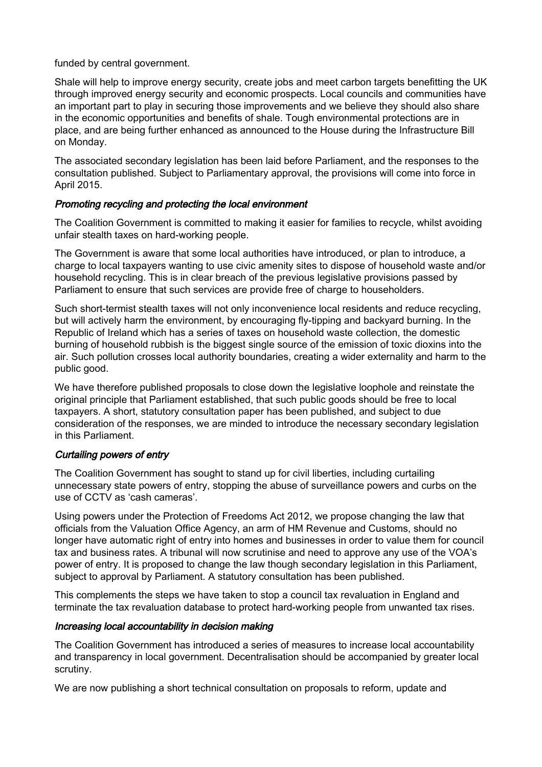funded by central government.

Shale will help to improve energy security, create jobs and meet carbon targets benefitting the UK through improved energy security and economic prospects. Local councils and communities have an important part to play in securing those improvements and we believe they should also share in the economic opportunities and benefits of shale. Tough environmental protections are in place, and are being further enhanced as announced to the House during the Infrastructure Bill on Monday.

The associated secondary legislation has been laid before Parliament, and the responses to the consultation published. Subject to Parliamentary approval, the provisions will come into force in April 2015.

### *Promoting recycling and protecting the local environment*

The Coalition Government is committed to making it easier for families to recycle, whilst avoiding unfair stealth taxes on hard-working people.

The Government is aware that some local authorities have introduced, or plan to introduce, a charge to local taxpayers wanting to use civic amenity sites to dispose of household waste and/or household recycling. This is in clear breach of the previous legislative provisions passed by Parliament to ensure that such services are provide free of charge to householders.

Such short-termist stealth taxes will not only inconvenience local residents and reduce recycling, but will actively harm the environment, by encouraging fly-tipping and backyard burning. In the Republic of Ireland which has a series of taxes on household waste collection, the domestic burning of household rubbish is the biggest single source of the emission of toxic dioxins into the air. Such pollution crosses local authority boundaries, creating a wider externality and harm to the public good.

We have therefore published proposals to close down the legislative loophole and reinstate the original principle that Parliament established, that such public goods should be free to local taxpayers. A short, statutory consultation paper has been published, and subject to due consideration of the responses, we are minded to introduce the necessary secondary legislation in this Parliament.

### *Curtailing powers of entry*

The Coalition Government has sought to stand up for civil liberties, including curtailing unnecessary state powers of entry, stopping the abuse of surveillance powers and curbs on the use of CCTV as 'cash cameras'.

Using powers under the Protection of Freedoms Act 2012, we propose changing the law that officials from the Valuation Office Agency, an arm of HM Revenue and Customs, should no longer have automatic right of entry into homes and businesses in order to value them for council tax and business rates. A tribunal will now scrutinise and need to approve any use of the VOA's power of entry. It is proposed to change the law though secondary legislation in this Parliament, subject to approval by Parliament. A statutory consultation has been published.

This complements the steps we have taken to stop a council tax revaluation in England and terminate the tax revaluation database to protect hard-working people from unwanted tax rises.

### *Increasing local accountability in decision making*

The Coalition Government has introduced a series of measures to increase local accountability and transparency in local government. Decentralisation should be accompanied by greater local scrutiny.

We are now publishing a short technical consultation on proposals to reform, update and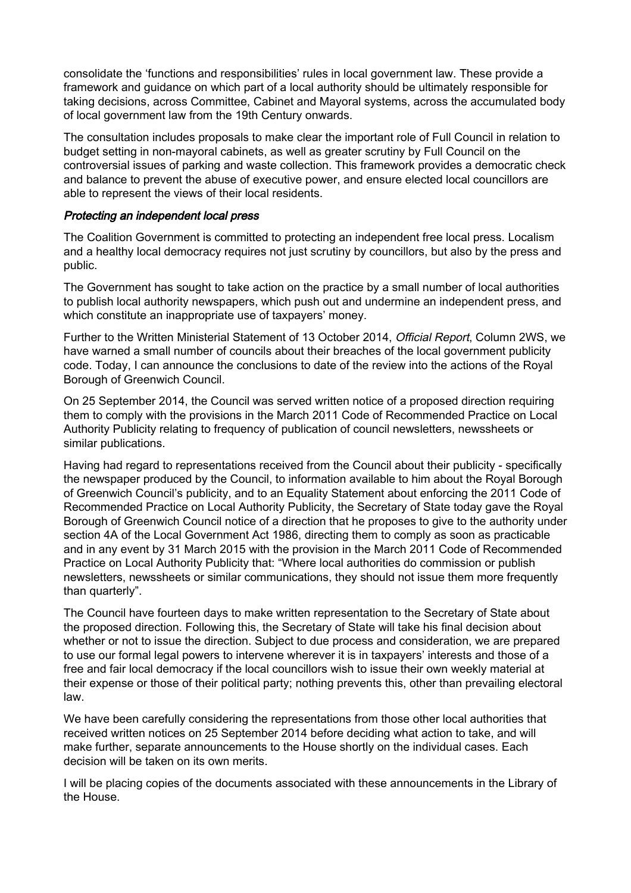consolidate the 'functions and responsibilities' rules in local government law. These provide a framework and guidance on which part of a local authority should be ultimately responsible for taking decisions, across Committee, Cabinet and Mayoral systems, across the accumulated body of local government law from the 19th Century onwards.

The consultation includes proposals to make clear the important role of Full Council in relation to budget setting in non-mayoral cabinets, as well as greater scrutiny by Full Council on the controversial issues of parking and waste collection. This framework provides a democratic check and balance to prevent the abuse of executive power, and ensure elected local councillors are able to represent the views of their local residents.

### *Protecting an independent local press*

The Coalition Government is committed to protecting an independent free local press. Localism and a healthy local democracy requires not just scrutiny by councillors, but also by the press and public.

The Government has sought to take action on the practice by a small number of local authorities to publish local authority newspapers, which push out and undermine an independent press, and which constitute an inappropriate use of taxpayers' money.

Further to the Written Ministerial Statement of 13 October 2014, *Official Report*, Column 2WS, we have warned a small number of councils about their breaches of the local government publicity code. Today, I can announce the conclusions to date of the review into the actions of the Royal Borough of Greenwich Council.

On 25 September 2014, the Council was served written notice of a proposed direction requiring them to comply with the provisions in the March 2011 Code of Recommended Practice on Local Authority Publicity relating to frequency of publication of council newsletters, newssheets or similar publications.

Having had regard to representations received from the Council about their publicity - specifically the newspaper produced by the Council, to information available to him about the Royal Borough of Greenwich Council's publicity, and to an Equality Statement about enforcing the 2011 Code of Recommended Practice on Local Authority Publicity, the Secretary of State today gave the Royal Borough of Greenwich Council notice of a direction that he proposes to give to the authority under section 4A of the Local Government Act 1986, directing them to comply as soon as practicable and in any event by 31 March 2015 with the provision in the March 2011 Code of Recommended Practice on Local Authority Publicity that: "Where local authorities do commission or publish newsletters, newssheets or similar communications, they should not issue them more frequently than quarterly".

The Council have fourteen days to make written representation to the Secretary of State about the proposed direction. Following this, the Secretary of State will take his final decision about whether or not to issue the direction. Subject to due process and consideration, we are prepared to use our formal legal powers to intervene wherever it is in taxpayers' interests and those of a free and fair local democracy if the local councillors wish to issue their own weekly material at their expense or those of their political party; nothing prevents this, other than prevailing electoral law.

We have been carefully considering the representations from those other local authorities that received written notices on 25 September 2014 before deciding what action to take, and will make further, separate announcements to the House shortly on the individual cases. Each decision will be taken on its own merits.

I will be placing copies of the documents associated with these announcements in the Library of the House.